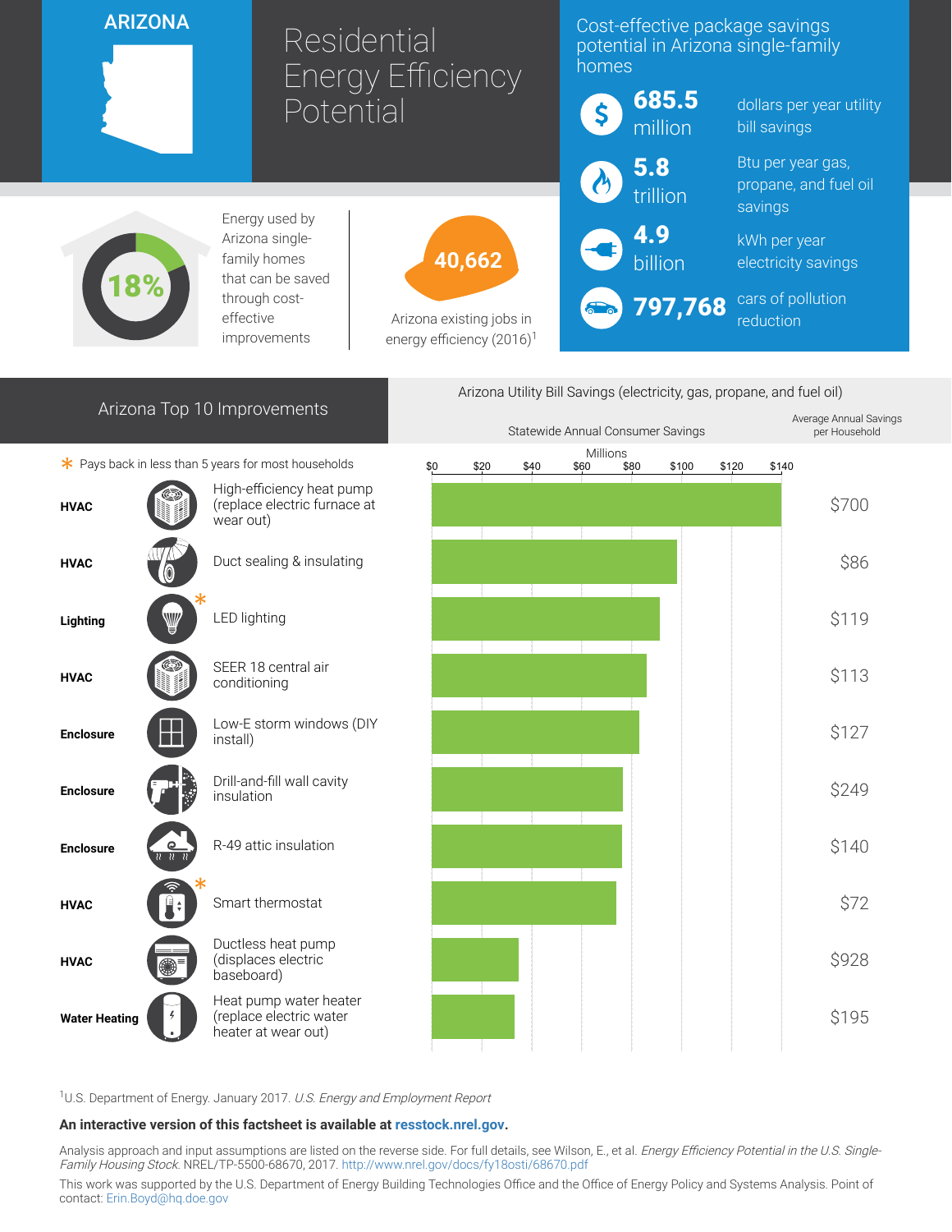# ARIZONA

# Residential Energy Efficiency Potential

## Cost-effective package savings potential in Arizona single-family homes

- **685.5 million** dollars per year utility bill savings
- **5.8 trillion** Btu per year gas, propane, and fuel oil savings
- **4.9 billion** kWh per year electricity savings
- **797,768** cars of pollution reduction

**18%** Energy used by Arizona single-family homes that can be saved through cost-effective improvements

**40,662** Arizona existing jobs in energy efficiency (2016)[1]

## Arizona Top 10 Improvements

Arizona Utility Bill Savings (electricity, gas, propane, and fuel oil)

* Pays back in less than 5 years for most households

| Category | Improvement | Statewide Annual Consumer Savings (Millions, approx.) | Average Annual Savings per Household |
|---|---|---|---|
| HVAC | High-efficiency heat pump (replace electric furnace at wear out) | ~$140 | $700 |
| HVAC | Duct sealing & insulating | ~$98 | $86 |
| Lighting | LED lighting * | ~$91 | $119 |
| HVAC | SEER 18 central air conditioning | ~$86 | $113 |
| Enclosure | Low-E storm windows (DIY install) | ~$83 | $127 |
| Enclosure | Drill-and-fill wall cavity insulation | ~$77 | $249 |
| Enclosure | R-49 attic insulation | ~$76 | $140 |
| HVAC | Smart thermostat * | ~$74 | $72 |
| HVAC | Ductless heat pump (displaces electric baseboard) | ~$35 | $928 |
| Water Heating | Heat pump water heater (replace electric water heater at wear out) | ~$33 | $195 |

[1]U.S. Department of Energy. January 2017. *U.S. Energy and Employment Report*

**An interactive version of this factsheet is available at resstock.nrel.gov.**

Analysis approach and input assumptions are listed on the reverse side. For full details, see Wilson, E., et al. *Energy Efficiency Potential in the U.S. Single-Family Housing Stock*. NREL/TP-5500-68670, 2017. http://www.nrel.gov/docs/fy18osti/68670.pdf

This work was supported by the U.S. Department of Energy Building Technologies Office and the Office of Energy Policy and Systems Analysis. Point of contact: Erin.Boyd@hq.doe.gov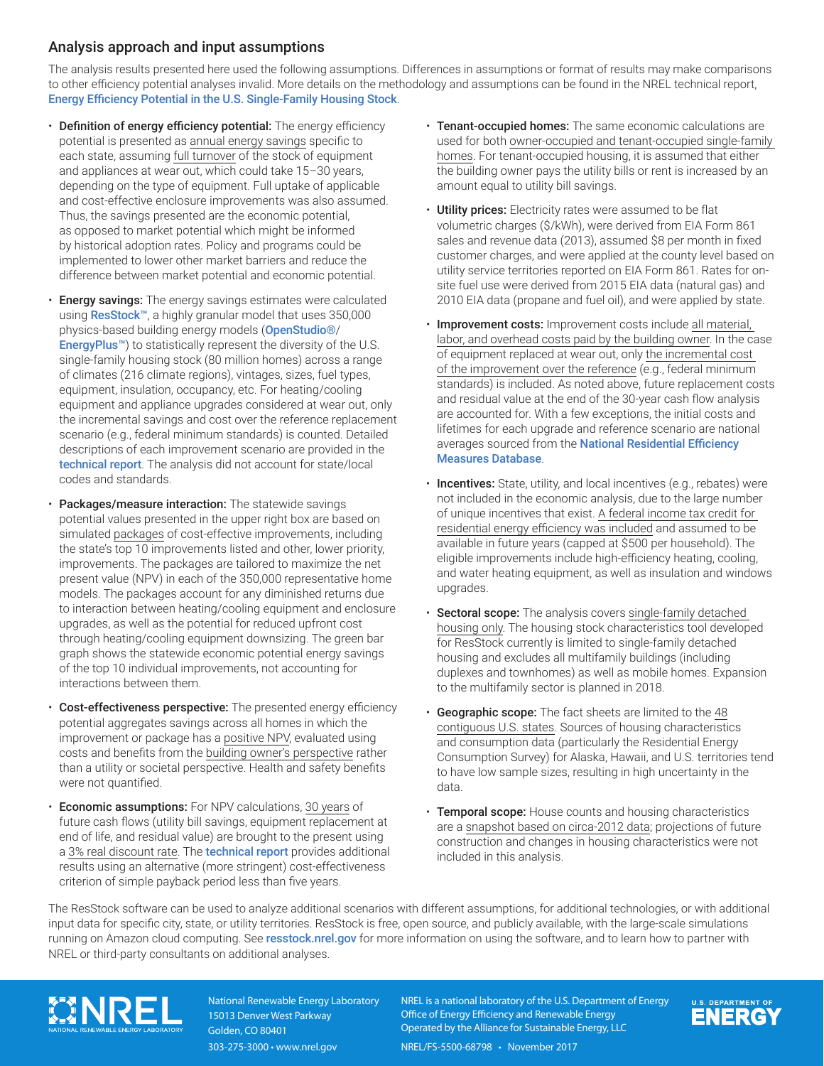## Analysis approach and input assumptions

The analysis results presented here used the following assumptions. Differences in assumptions or format of results may make comparisons to other efficiency potential analyses invalid. More details on the methodology and assumptions can be found in the NREL technical report, Energy Efficiency Potential in the U.S. Single-Family Housing Stock.

- **Definition of energy efficiency potential:** The energy efficiency potential is presented as annual energy savings specific to each state, assuming full turnover of the stock of equipment and appliances at wear out, which could take 15–30 years, depending on the type of equipment. Full uptake of applicable and cost-effective enclosure improvements was also assumed. Thus, the savings presented are the economic potential, as opposed to market potential which might be informed by historical adoption rates. Policy and programs could be implemented to lower other market barriers and reduce the difference between market potential and economic potential.

- **Energy savings:** The energy savings estimates were calculated using ResStock™, a highly granular model that uses 350,000 physics-based building energy models (OpenStudio®/EnergyPlus™) to statistically represent the diversity of the U.S. single-family housing stock (80 million homes) across a range of climates (216 climate regions), vintages, sizes, fuel types, equipment, insulation, occupancy, etc. For heating/cooling equipment and appliance upgrades considered at wear out, only the incremental savings and cost over the reference replacement scenario (e.g., federal minimum standards) is counted. Detailed descriptions of each improvement scenario are provided in the technical report. The analysis did not account for state/local codes and standards.

- **Packages/measure interaction:** The statewide savings potential values presented in the upper right box are based on simulated packages of cost-effective improvements, including the state's top 10 improvements listed and other, lower priority, improvements. The packages are tailored to maximize the net present value (NPV) in each of the 350,000 representative home models. The packages account for any diminished returns due to interaction between heating/cooling equipment and enclosure upgrades, as well as the potential for reduced upfront cost through heating/cooling equipment downsizing. The green bar graph shows the statewide economic potential energy savings of the top 10 individual improvements, not accounting for interactions between them.

- **Cost-effectiveness perspective:** The presented energy efficiency potential aggregates savings across all homes in which the improvement or package has a positive NPV, evaluated using costs and benefits from the building owner's perspective rather than a utility or societal perspective. Health and safety benefits were not quantified.

- **Economic assumptions:** For NPV calculations, 30 years of future cash flows (utility bill savings, equipment replacement at end of life, and residual value) are brought to the present using a 3% real discount rate. The technical report provides additional results using an alternative (more stringent) cost-effectiveness criterion of simple payback period less than five years.

- **Tenant-occupied homes:** The same economic calculations are used for both owner-occupied and tenant-occupied single-family homes. For tenant-occupied housing, it is assumed that either the building owner pays the utility bills or rent is increased by an amount equal to utility bill savings.

- **Utility prices:** Electricity rates were assumed to be flat volumetric charges ($/kWh), were derived from EIA Form 861 sales and revenue data (2013), assumed $8 per month in fixed customer charges, and were applied at the county level based on utility service territories reported on EIA Form 861. Rates for on-site fuel use were derived from 2015 EIA data (natural gas) and 2010 EIA data (propane and fuel oil), and were applied by state.

- **Improvement costs:** Improvement costs include all material, labor, and overhead costs paid by the building owner. In the case of equipment replaced at wear out, only the incremental cost of the improvement over the reference (e.g., federal minimum standards) is included. As noted above, future replacement costs and residual value at the end of the 30-year cash flow analysis are accounted for. With a few exceptions, the initial costs and lifetimes for each upgrade and reference scenario are national averages sourced from the National Residential Efficiency Measures Database.

- **Incentives:** State, utility, and local incentives (e.g., rebates) were not included in the economic analysis, due to the large number of unique incentives that exist. A federal income tax credit for residential energy efficiency was included and assumed to be available in future years (capped at $500 per household). The eligible improvements include high-efficiency heating, cooling, and water heating equipment, as well as insulation and windows upgrades.

- **Sectoral scope:** The analysis covers single-family detached housing only. The housing stock characteristics tool developed for ResStock currently is limited to single-family detached housing and excludes all multifamily buildings (including duplexes and townhomes) as well as mobile homes. Expansion to the multifamily sector is planned in 2018.

- **Geographic scope:** The fact sheets are limited to the 48 contiguous U.S. states. Sources of housing characteristics and consumption data (particularly the Residential Energy Consumption Survey) for Alaska, Hawaii, and U.S. territories tend to have low sample sizes, resulting in high uncertainty in the data.

- **Temporal scope:** House counts and housing characteristics are a snapshot based on circa-2012 data; projections of future construction and changes in housing characteristics were not included in this analysis.

The ResStock software can be used to analyze additional scenarios with different assumptions, for additional technologies, or with additional input data for specific city, state, or utility territories. ResStock is free, open source, and publicly available, with the large-scale simulations running on Amazon cloud computing. See resstock.nrel.gov for more information on using the software, and to learn how to partner with NREL or third-party consultants on additional analyses.

NREL — National Renewable Energy Laboratory

National Renewable Energy Laboratory
15013 Denver West Parkway
Golden, CO 80401
303-275-3000 • www.nrel.gov

NREL is a national laboratory of the U.S. Department of Energy
Office of Energy Efficiency and Renewable Energy
Operated by the Alliance for Sustainable Energy, LLC

NREL/FS-5500-68798 • November 2017

U.S. DEPARTMENT OF ENERGY